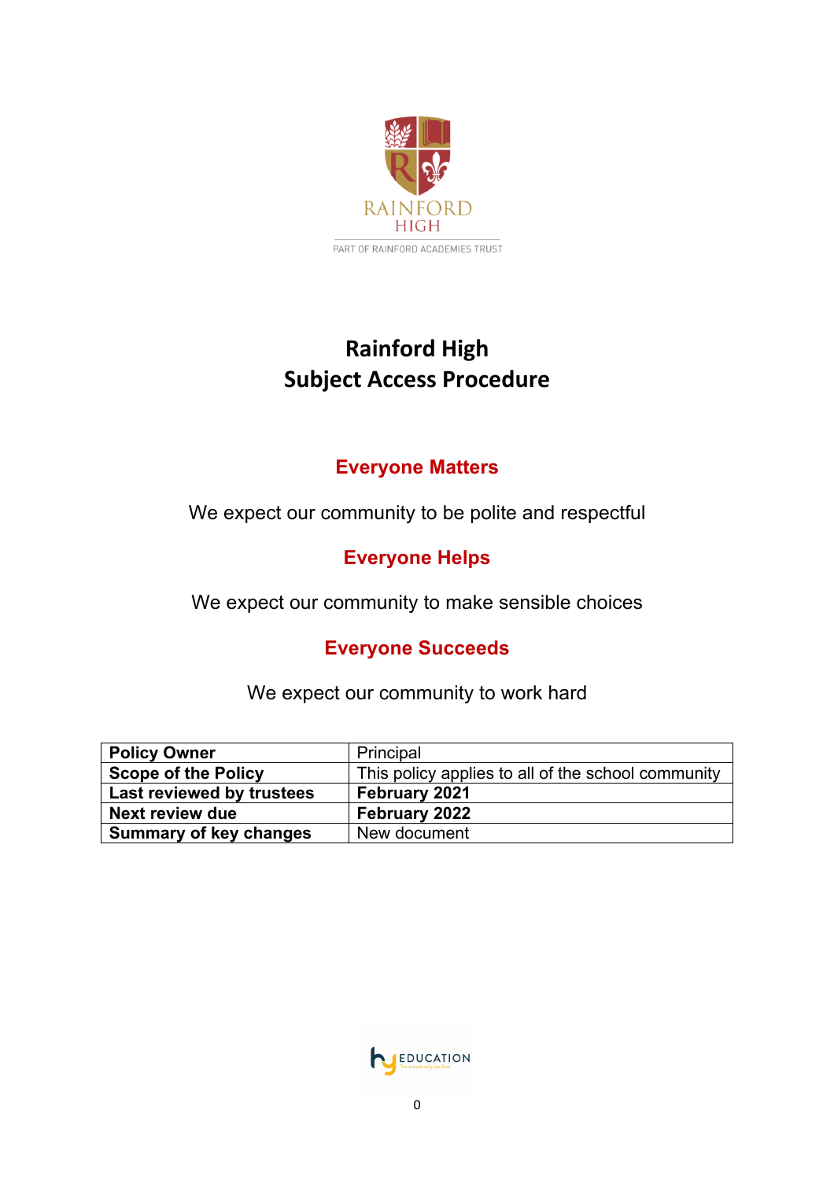RAINFORD HIGH

PART OF RAINFORD ACADEMIES TRUST

# Rainford High
# Subject Access Procedure

**Everyone Matters**

We expect our community to be polite and respectful

**Everyone Helps**

We expect our community to make sensible choices

**Everyone Succeeds**

We expect our community to work hard

| **Policy Owner** | Principal |
|---|---|
| **Scope of the Policy** | This policy applies to all of the school community |
| **Last reviewed by trustees** | **February 2021** |
| **Next review due** | **February 2022** |
| **Summary of key changes** | New document |

EDUCATION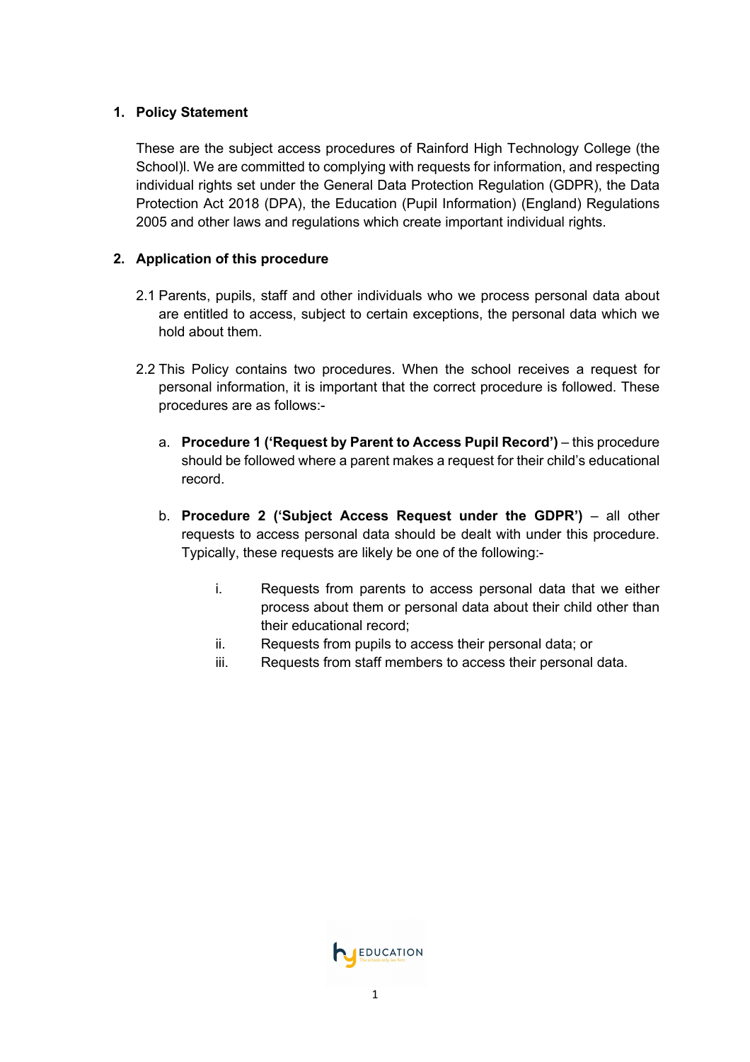## 1. Policy Statement

These are the subject access procedures of Rainford High Technology College (the School)l. We are committed to complying with requests for information, and respecting individual rights set under the General Data Protection Regulation (GDPR), the Data Protection Act 2018 (DPA), the Education (Pupil Information) (England) Regulations 2005 and other laws and regulations which create important individual rights.

## 2. Application of this procedure

2.1 Parents, pupils, staff and other individuals who we process personal data about are entitled to access, subject to certain exceptions, the personal data which we hold about them.

2.2 This Policy contains two procedures. When the school receives a request for personal information, it is important that the correct procedure is followed. These procedures are as follows:-

a. **Procedure 1 ('Request by Parent to Access Pupil Record')** – this procedure should be followed where a parent makes a request for their child's educational record.

b. **Procedure 2 ('Subject Access Request under the GDPR')** – all other requests to access personal data should be dealt with under this procedure. Typically, these requests are likely be one of the following:-

   i. Requests from parents to access personal data that we either process about them or personal data about their child other than their educational record;
   
   ii. Requests from pupils to access their personal data; or
   
   iii. Requests from staff members to access their personal data.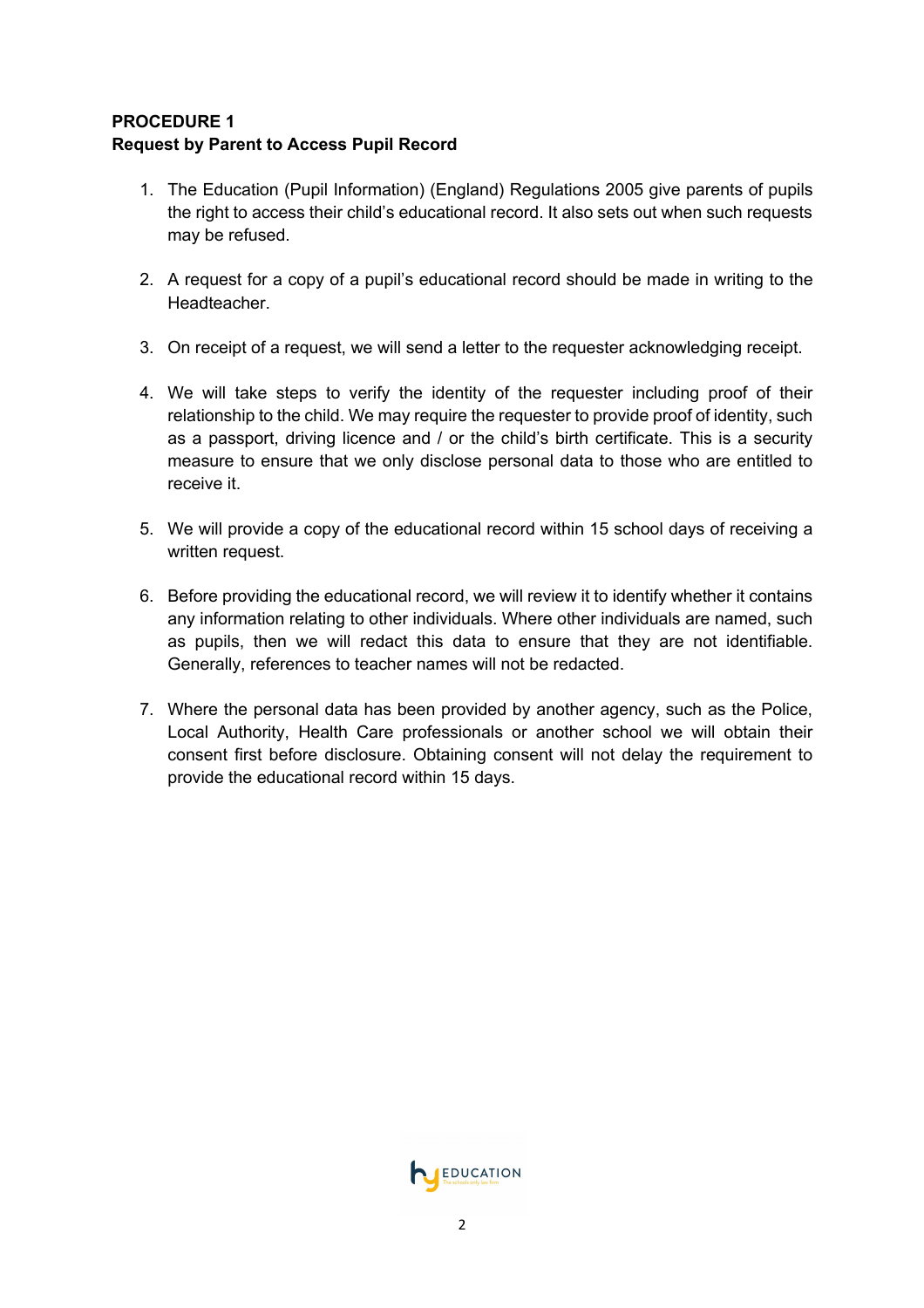**PROCEDURE 1**
**Request by Parent to Access Pupil Record**

1. The Education (Pupil Information) (England) Regulations 2005 give parents of pupils the right to access their child's educational record. It also sets out when such requests may be refused.

2. A request for a copy of a pupil's educational record should be made in writing to the Headteacher.

3. On receipt of a request, we will send a letter to the requester acknowledging receipt.

4. We will take steps to verify the identity of the requester including proof of their relationship to the child. We may require the requester to provide proof of identity, such as a passport, driving licence and / or the child's birth certificate. This is a security measure to ensure that we only disclose personal data to those who are entitled to receive it.

5. We will provide a copy of the educational record within 15 school days of receiving a written request.

6. Before providing the educational record, we will review it to identify whether it contains any information relating to other individuals. Where other individuals are named, such as pupils, then we will redact this data to ensure that they are not identifiable. Generally, references to teacher names will not be redacted.

7. Where the personal data has been provided by another agency, such as the Police, Local Authority, Health Care professionals or another school we will obtain their consent first before disclosure. Obtaining consent will not delay the requirement to provide the educational record within 15 days.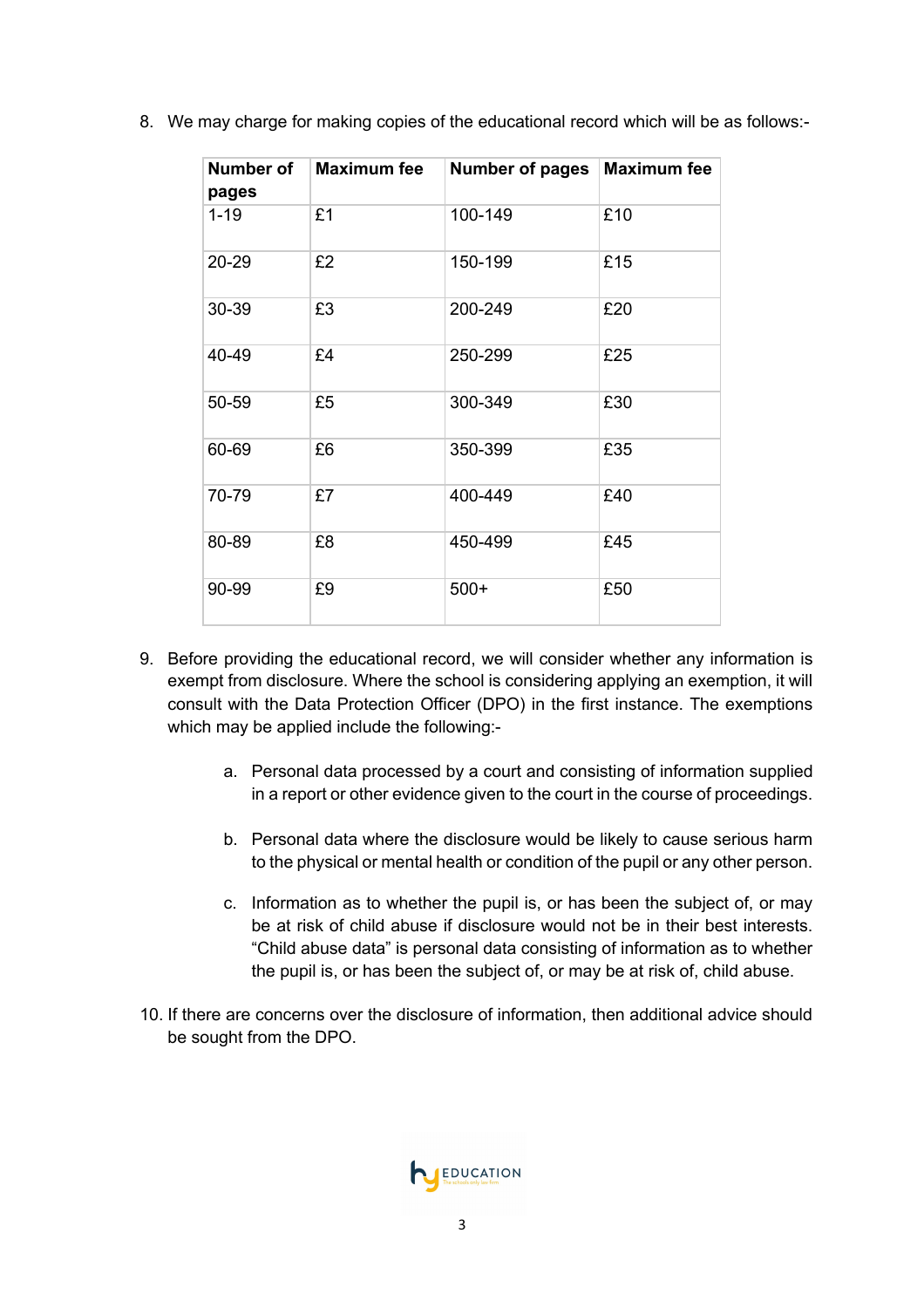8. We may charge for making copies of the educational record which will be as follows:-

| Number of pages | Maximum fee | Number of pages | Maximum fee |
|---|---|---|---|
| 1-19 | £1 | 100-149 | £10 |
| 20-29 | £2 | 150-199 | £15 |
| 30-39 | £3 | 200-249 | £20 |
| 40-49 | £4 | 250-299 | £25 |
| 50-59 | £5 | 300-349 | £30 |
| 60-69 | £6 | 350-399 | £35 |
| 70-79 | £7 | 400-449 | £40 |
| 80-89 | £8 | 450-499 | £45 |
| 90-99 | £9 | 500+ | £50 |

9. Before providing the educational record, we will consider whether any information is exempt from disclosure. Where the school is considering applying an exemption, it will consult with the Data Protection Officer (DPO) in the first instance. The exemptions which may be applied include the following:-

    a. Personal data processed by a court and consisting of information supplied in a report or other evidence given to the court in the course of proceedings.

    b. Personal data where the disclosure would be likely to cause serious harm to the physical or mental health or condition of the pupil or any other person.

    c. Information as to whether the pupil is, or has been the subject of, or may be at risk of child abuse if disclosure would not be in their best interests. "Child abuse data" is personal data consisting of information as to whether the pupil is, or has been the subject of, or may be at risk of, child abuse.

10. If there are concerns over the disclosure of information, then additional advice should be sought from the DPO.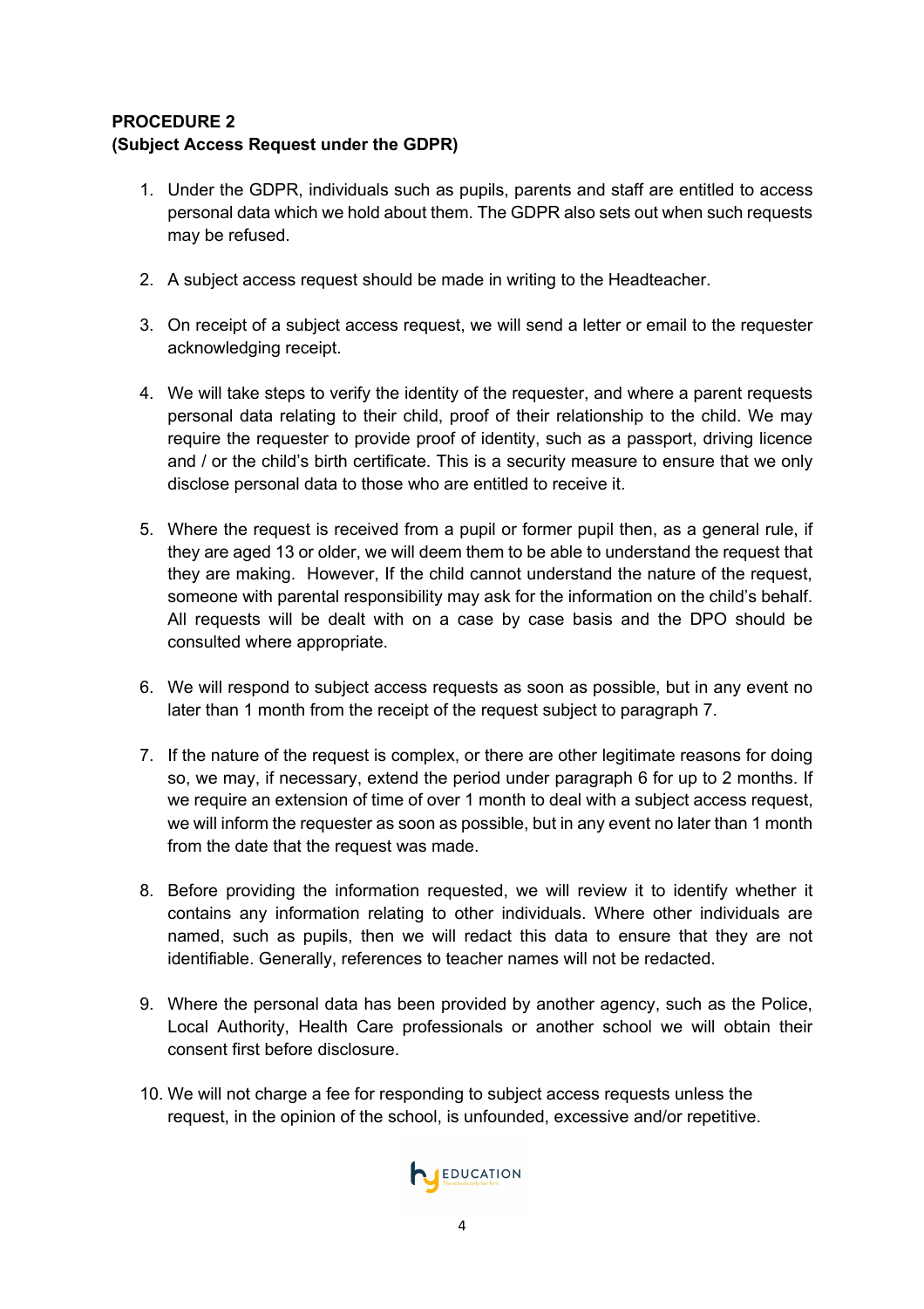**PROCEDURE 2**
**(Subject Access Request under the GDPR)**

1. Under the GDPR, individuals such as pupils, parents and staff are entitled to access personal data which we hold about them. The GDPR also sets out when such requests may be refused.

2. A subject access request should be made in writing to the Headteacher.

3. On receipt of a subject access request, we will send a letter or email to the requester acknowledging receipt.

4. We will take steps to verify the identity of the requester, and where a parent requests personal data relating to their child, proof of their relationship to the child. We may require the requester to provide proof of identity, such as a passport, driving licence and / or the child's birth certificate. This is a security measure to ensure that we only disclose personal data to those who are entitled to receive it.

5. Where the request is received from a pupil or former pupil then, as a general rule, if they are aged 13 or older, we will deem them to be able to understand the request that they are making. However, If the child cannot understand the nature of the request, someone with parental responsibility may ask for the information on the child's behalf. All requests will be dealt with on a case by case basis and the DPO should be consulted where appropriate.

6. We will respond to subject access requests as soon as possible, but in any event no later than 1 month from the receipt of the request subject to paragraph 7.

7. If the nature of the request is complex, or there are other legitimate reasons for doing so, we may, if necessary, extend the period under paragraph 6 for up to 2 months. If we require an extension of time of over 1 month to deal with a subject access request, we will inform the requester as soon as possible, but in any event no later than 1 month from the date that the request was made.

8. Before providing the information requested, we will review it to identify whether it contains any information relating to other individuals. Where other individuals are named, such as pupils, then we will redact this data to ensure that they are not identifiable. Generally, references to teacher names will not be redacted.

9. Where the personal data has been provided by another agency, such as the Police, Local Authority, Health Care professionals or another school we will obtain their consent first before disclosure.

10. We will not charge a fee for responding to subject access requests unless the request, in the opinion of the school, is unfounded, excessive and/or repetitive.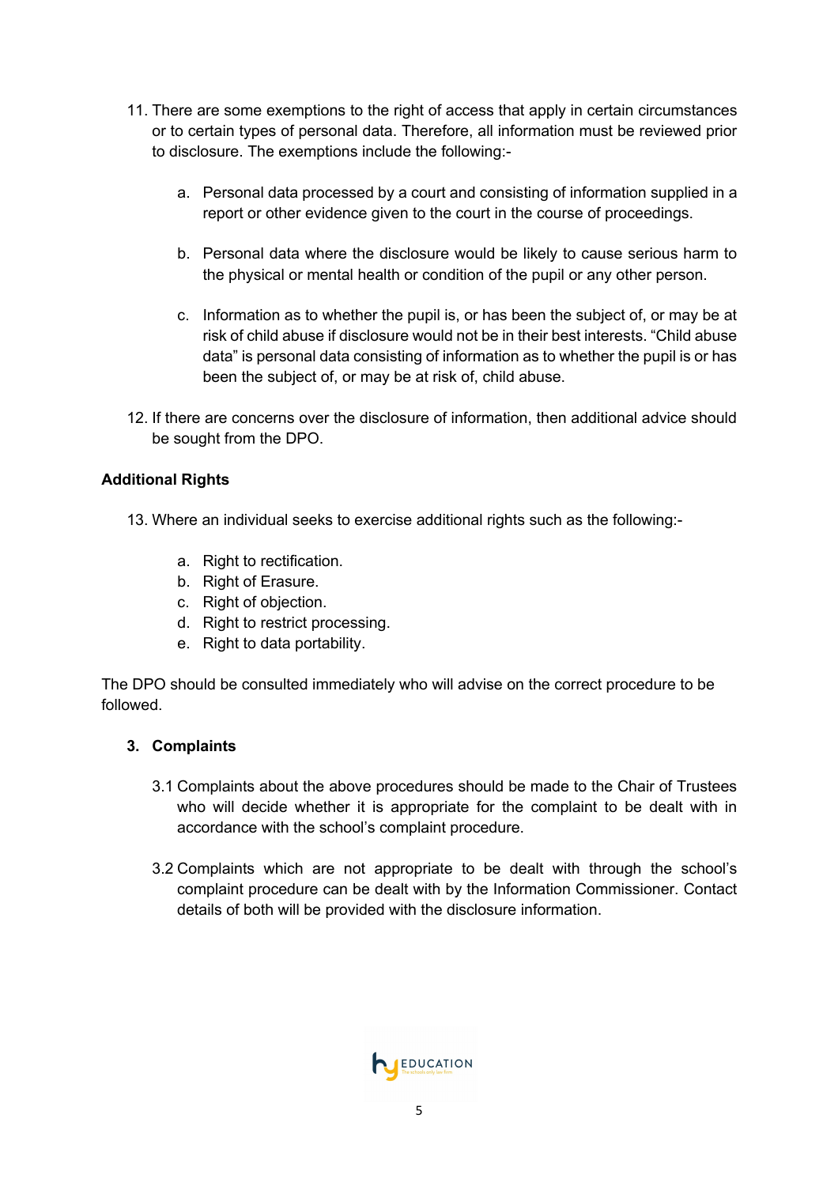11. There are some exemptions to the right of access that apply in certain circumstances or to certain types of personal data. Therefore, all information must be reviewed prior to disclosure. The exemptions include the following:-

    a. Personal data processed by a court and consisting of information supplied in a report or other evidence given to the court in the course of proceedings.

    b. Personal data where the disclosure would be likely to cause serious harm to the physical or mental health or condition of the pupil or any other person.

    c. Information as to whether the pupil is, or has been the subject of, or may be at risk of child abuse if disclosure would not be in their best interests. "Child abuse data" is personal data consisting of information as to whether the pupil is or has been the subject of, or may be at risk of, child abuse.

12. If there are concerns over the disclosure of information, then additional advice should be sought from the DPO.

**Additional Rights**

13. Where an individual seeks to exercise additional rights such as the following:-

    a. Right to rectification.
    b. Right of Erasure.
    c. Right of objection.
    d. Right to restrict processing.
    e. Right to data portability.

The DPO should be consulted immediately who will advise on the correct procedure to be followed.

## 3. Complaints

3.1 Complaints about the above procedures should be made to the Chair of Trustees who will decide whether it is appropriate for the complaint to be dealt with in accordance with the school's complaint procedure.

3.2 Complaints which are not appropriate to be dealt with through the school's complaint procedure can be dealt with by the Information Commissioner. Contact details of both will be provided with the disclosure information.